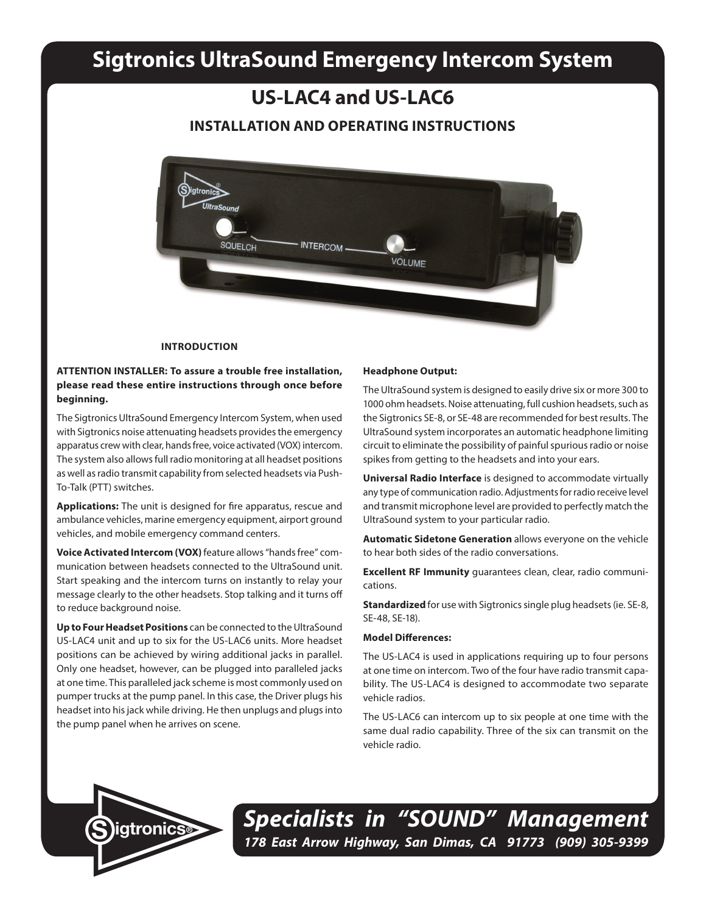# Sigtronics UltraSound Emergency Intercom System

## US-LAC4 and US-LAC6

### INSTALLATION AND OPERATING INSTRUCTIONS

#### INTRODUCTION

**ATTENTION INSTALLER: To assure a trouble free installation, please read these entire instructions through once before beginning.**

The Sigtronics UltraSound Emergency Intercom System, when used with Sigtronics noise attenuating headsets provides the emergency apparatus crew with clear, hands free, voice activated (VOX) intercom. The system also allows full radio monitoring at all headset positions as well as radio transmit capability from selected headsets via Push-To-Talk (PTT) switches.

**Applications:** The unit is designed for fire apparatus, rescue and ambulance vehicles, marine emergency equipment, airport ground vehicles, and mobile emergency command centers.

**Voice Activated Intercom (VOX)** feature allows "hands free" communication between headsets connected to the UltraSound unit. Start speaking and the intercom turns on instantly to relay your message clearly to the other headsets. Stop talking and it turns off to reduce background noise.

**Up to Four Headset Positions** can be connected to the UltraSound US-LAC4 unit and up to six for the US-LAC6 units. More headset positions can be achieved by wiring additional jacks in parallel. Only one headset, however, can be plugged into paralleled jacks at one time. This paralleled jack scheme is most commonly used on pumper trucks at the pump panel. In this case, the Driver plugs his headset into his jack while driving. He then unplugs and plugs into the pump panel when he arrives on scene.

**Headphone Output:**

The UltraSound system is designed to easily drive six or more 300 to 1000 ohm headsets. Noise attenuating, full cushion headsets, such as the Sigtronics SE-8, or SE-48 are recommended for best results. The UltraSound system incorporates an automatic headphone limiting circuit to eliminate the possibility of painful spurious radio or noise spikes from getting to the headsets and into your ears.

**Universal Radio Interface** is designed to accommodate virtually any type of communication radio. Adjustments for radio receive level and transmit microphone level are provided to perfectly match the UltraSound system to your particular radio.

**Automatic Sidetone Generation** allows everyone on the vehicle to hear both sides of the radio conversations.

**Excellent RF Immunity** guarantees clean, clear, radio communications.

**Standardized** for use with Sigtronics single plug headsets (ie. SE-8, SE-48, SE-18).

**Model Differences:**

The US-LAC4 is used in applications requiring up to four persons at one time on intercom. Two of the four have radio transmit capability. The US-LAC4 is designed to accommodate two separate vehicle radios.

The US-LAC6 can intercom up to six people at one time with the same dual radio capability. Three of the six can transmit on the vehicle radio.

*Specialists in "SOUND" Management*

*178 East Arrow Highway, San Dimas, CA 91773 (909) 305-9399*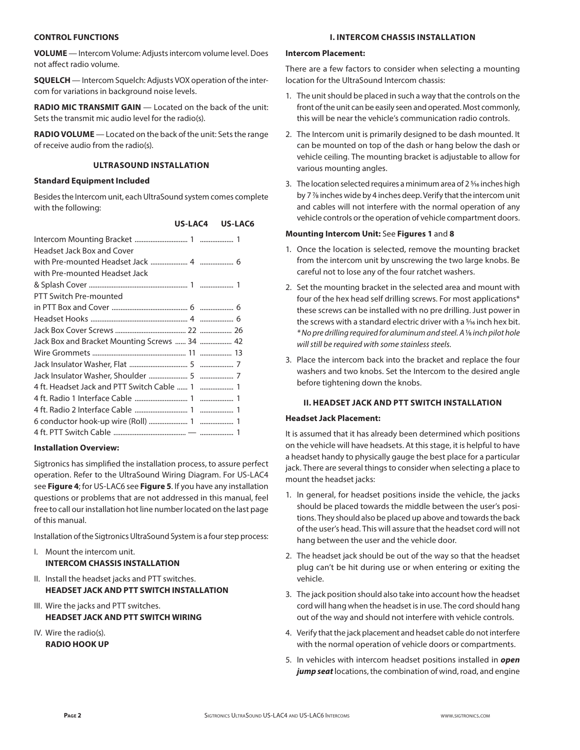## CONTROL FUNCTIONS

**VOLUME** — Intercom Volume: Adjusts intercom volume level. Does not affect radio volume.

**SQUELCH** — Intercom Squelch: Adjusts VOX operation of the intercom for variations in background noise levels.

**RADIO MIC TRANSMIT GAIN** — Located on the back of the unit: Sets the transmit mic audio level for the radio(s).

**RADIO VOLUME** — Located on the back of the unit: Sets the range of receive audio from the radio(s).

## ULTRASOUND INSTALLATION

### Standard Equipment Included

Besides the Intercom unit, each UltraSound system comes complete with the following:

| | US-LAC4 | US-LAC6 |
|---|---|---|
| Intercom Mounting Bracket | 1 | 1 |
| Headset Jack Box and Cover with Pre-mounted Headset Jack | 4 | 6 |
| with Pre-mounted Headset Jack & Splash Cover | 1 | 1 |
| PTT Switch Pre-mounted in PTT Box and Cover | 6 | 6 |
| Headset Hooks | 4 | 6 |
| Jack Box Cover Screws | 22 | 26 |
| Jack Box and Bracket Mounting Screws | 34 | 42 |
| Wire Grommets | 11 | 13 |
| Jack Insulator Washer, Flat | 5 | 7 |
| Jack Insulator Washer, Shoulder | 5 | 7 |
| 4 ft. Headset Jack and PTT Switch Cable | 1 | 1 |
| 4 ft. Radio 1 Interface Cable | 1 | 1 |
| 4 ft. Radio 2 Interface Cable | 1 | 1 |
| 6 conductor hook-up wire (Roll) | 1 | 1 |
| 4 ft. PTT Switch Cable | — | 1 |

### Installation Overview:

Sigtronics has simplified the installation process, to assure perfect operation. Refer to the UltraSound Wiring Diagram. For US-LAC4 see **Figure 4**; for US-LAC6 see **Figure 5**. If you have any installation questions or problems that are not addressed in this manual, feel free to call our installation hot line number located on the last page of this manual.

Installation of the Sigtronics UltraSound System is a four step process:

I. Mount the intercom unit.
   **INTERCOM CHASSIS INSTALLATION**

II. Install the headset jacks and PTT switches.
   **HEADSET JACK AND PTT SWITCH INSTALLATION**

III. Wire the jacks and PTT switches.
   **HEADSET JACK AND PTT SWITCH WIRING**

IV. Wire the radio(s).
   **RADIO HOOK UP**

## I. INTERCOM CHASSIS INSTALLATION

### Intercom Placement:

There are a few factors to consider when selecting a mounting location for the UltraSound Intercom chassis:

1. The unit should be placed in such a way that the controls on the front of the unit can be easily seen and operated. Most commonly, this will be near the vehicle's communication radio controls.
2. The Intercom unit is primarily designed to be dash mounted. It can be mounted on top of the dash or hang below the dash or vehicle ceiling. The mounting bracket is adjustable to allow for various mounting angles.
3. The location selected requires a minimum area of 2 5⁄16 inches high by 7 7⁄8 inches wide by 4 inches deep. Verify that the intercom unit and cables will not interfere with the normal operation of any vehicle controls or the operation of vehicle compartment doors.

### Mounting Intercom Unit: See Figures 1 and 8

1. Once the location is selected, remove the mounting bracket from the intercom unit by unscrewing the two large knobs. Be careful not to lose any of the four ratchet washers.
2. Set the mounting bracket in the selected area and mount with four of the hex head self drilling screws. For most applications* these screws can be installed with no pre drilling. Just power in the screws with a standard electric driver with a 5⁄16 inch hex bit. *\* No pre drilling required for aluminum and steel. A 1⁄8 inch pilot hole will still be required with some stainless steels.*
3. Place the intercom back into the bracket and replace the four washers and two knobs. Set the Intercom to the desired angle before tightening down the knobs.

## II. HEADSET JACK AND PTT SWITCH INSTALLATION

### Headset Jack Placement:

It is assumed that it has already been determined which positions on the vehicle will have headsets. At this stage, it is helpful to have a headset handy to physically gauge the best place for a particular jack. There are several things to consider when selecting a place to mount the headset jacks:

1. In general, for headset positions inside the vehicle, the jacks should be placed towards the middle between the user's positions. They should also be placed up above and towards the back of the user's head. This will assure that the headset cord will not hang between the user and the vehicle door.
2. The headset jack should be out of the way so that the headset plug can't be hit during use or when entering or exiting the vehicle.
3. The jack position should also take into account how the headset cord will hang when the headset is in use. The cord should hang out of the way and should not interfere with vehicle controls.
4. Verify that the jack placement and headset cable do not interfere with the normal operation of vehicle doors or compartments.
5. In vehicles with intercom headset positions installed in ***open jump seat*** locations, the combination of wind, road, and engine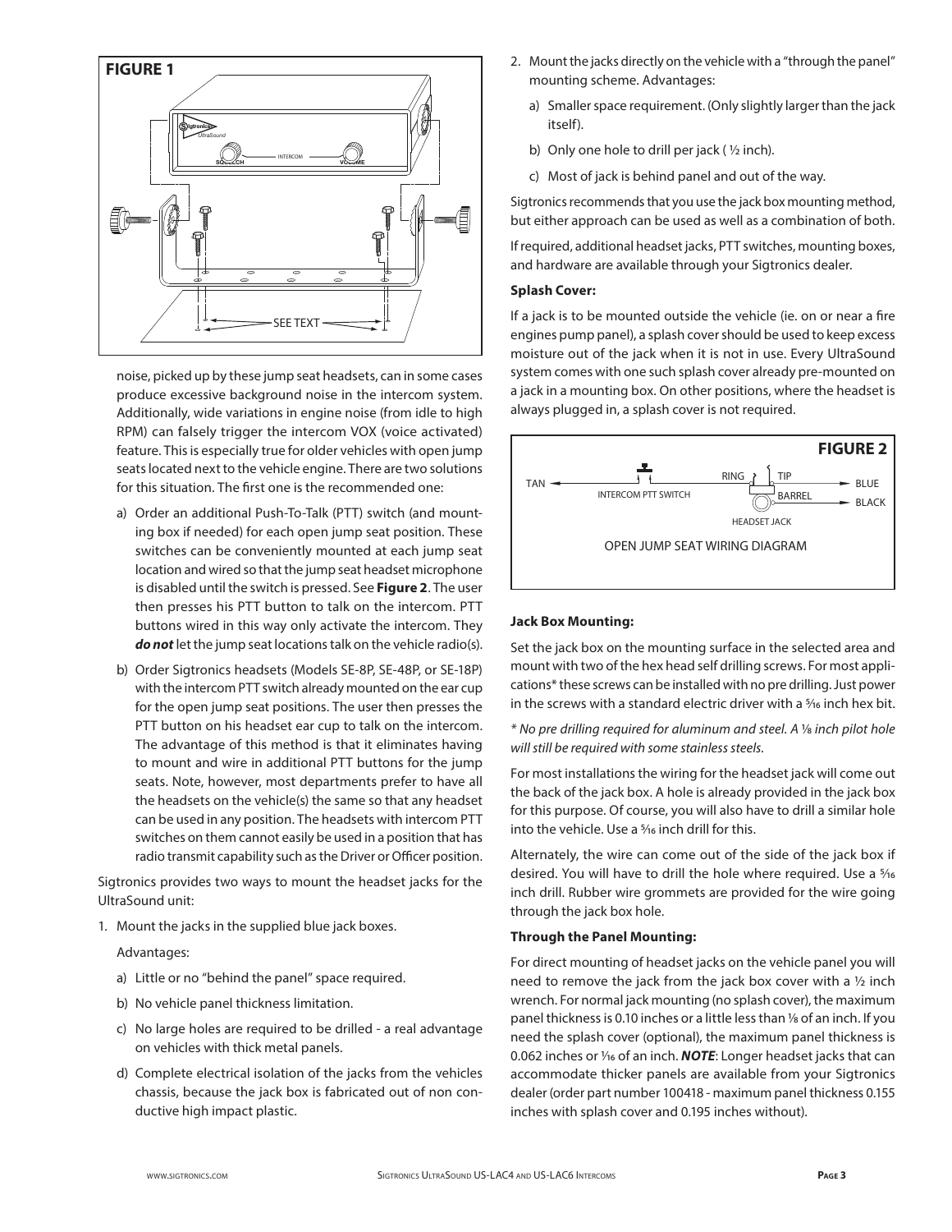**FIGURE 1**

noise, picked up by these jump seat headsets, can in some cases produce excessive background noise in the intercom system. Additionally, wide variations in engine noise (from idle to high RPM) can falsely trigger the intercom VOX (voice activated) feature. This is especially true for older vehicles with open jump seats located next to the vehicle engine. There are two solutions for this situation. The first one is the recommended one:

a) Order an additional Push-To-Talk (PTT) switch (and mounting box if needed) for each open jump seat position. These switches can be conveniently mounted at each jump seat location and wired so that the jump seat headset microphone is disabled until the switch is pressed. See **Figure 2**. The user then presses his PTT button to talk on the intercom. PTT buttons wired in this way only activate the intercom. They ***do not*** let the jump seat locations talk on the vehicle radio(s).

b) Order Sigtronics headsets (Models SE-8P, SE-48P, or SE-18P) with the intercom PTT switch already mounted on the ear cup for the open jump seat positions. The user then presses the PTT button on his headset ear cup to talk on the intercom. The advantage of this method is that it eliminates having to mount and wire in additional PTT buttons for the jump seats. Note, however, most departments prefer to have all the headsets on the vehicle(s) the same so that any headset can be used in any position. The headsets with intercom PTT switches on them cannot easily be used in a position that has radio transmit capability such as the Driver or Officer position.

Sigtronics provides two ways to mount the headset jacks for the UltraSound unit:

1. Mount the jacks in the supplied blue jack boxes.

   Advantages:

   a) Little or no "behind the panel" space required.

   b) No vehicle panel thickness limitation.

   c) No large holes are required to be drilled - a real advantage on vehicles with thick metal panels.

   d) Complete electrical isolation of the jacks from the vehicles chassis, because the jack box is fabricated out of non conductive high impact plastic.

2. Mount the jacks directly on the vehicle with a "through the panel" mounting scheme. Advantages:

   a) Smaller space requirement. (Only slightly larger than the jack itself).

   b) Only one hole to drill per jack ( ½ inch).

   c) Most of jack is behind panel and out of the way.

Sigtronics recommends that you use the jack box mounting method, but either approach can be used as well as a combination of both.

If required, additional headset jacks, PTT switches, mounting boxes, and hardware are available through your Sigtronics dealer.

**Splash Cover:**

If a jack is to be mounted outside the vehicle (ie. on or near a fire engines pump panel), a splash cover should be used to keep excess moisture out of the jack when it is not in use. Every UltraSound system comes with one such splash cover already pre-mounted on a jack in a mounting box. On other positions, where the headset is always plugged in, a splash cover is not required.

**FIGURE 2**

OPEN JUMP SEAT WIRING DIAGRAM

**Jack Box Mounting:**

Set the jack box on the mounting surface in the selected area and mount with two of the hex head self drilling screws. For most applications* these screws can be installed with no pre drilling. Just power in the screws with a standard electric driver with a 5⁄16 inch hex bit.

*\* No pre drilling required for aluminum and steel. A 1⁄8 inch pilot hole will still be required with some stainless steels.*

For most installations the wiring for the headset jack will come out the back of the jack box. A hole is already provided in the jack box for this purpose. Of course, you will also have to drill a similar hole into the vehicle. Use a 5⁄16 inch drill for this.

Alternately, the wire can come out of the side of the jack box if desired. You will have to drill the hole where required. Use a 5⁄16 inch drill. Rubber wire grommets are provided for the wire going through the jack box hole.

**Through the Panel Mounting:**

For direct mounting of headset jacks on the vehicle panel you will need to remove the jack from the jack box cover with a ½ inch wrench. For normal jack mounting (no splash cover), the maximum panel thickness is 0.10 inches or a little less than 1⁄8 of an inch. If you need the splash cover (optional), the maximum panel thickness is 0.062 inches or 1⁄16 of an inch. ***NOTE***: Longer headset jacks that can accommodate thicker panels are available from your Sigtronics dealer (order part number 100418 - maximum panel thickness 0.155 inches with splash cover and 0.195 inches without).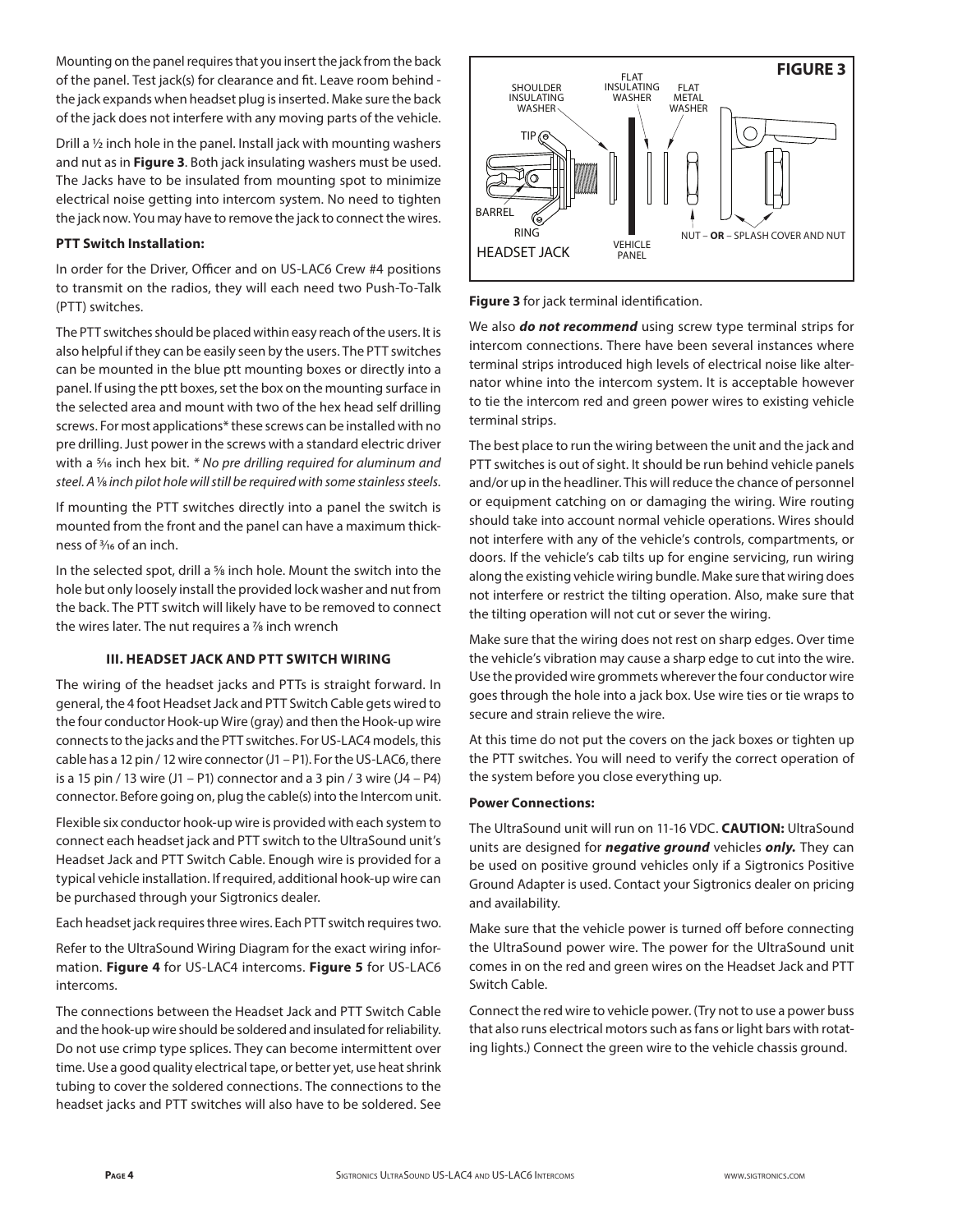Mounting on the panel requires that you insert the jack from the back of the panel. Test jack(s) for clearance and fit. Leave room behind - the jack expands when headset plug is inserted. Make sure the back of the jack does not interfere with any moving parts of the vehicle.

Drill a ½ inch hole in the panel. Install jack with mounting washers and nut as in **Figure 3**. Both jack insulating washers must be used. The Jacks have to be insulated from mounting spot to minimize electrical noise getting into intercom system. No need to tighten the jack now. You may have to remove the jack to connect the wires.

**PTT Switch Installation:**

In order for the Driver, Officer and on US-LAC6 Crew #4 positions to transmit on the radios, they will each need two Push-To-Talk (PTT) switches.

The PTT switches should be placed within easy reach of the users. It is also helpful if they can be easily seen by the users. The PTT switches can be mounted in the blue ptt mounting boxes or directly into a panel. If using the ptt boxes, set the box on the mounting surface in the selected area and mount with two of the hex head self drilling screws. For most applications* these screws can be installed with no pre drilling. Just power in the screws with a standard electric driver with a 5⁄16 inch hex bit. *\* No pre drilling required for aluminum and steel. A 1⁄8 inch pilot hole will still be required with some stainless steels.*

If mounting the PTT switches directly into a panel the switch is mounted from the front and the panel can have a maximum thickness of 3⁄16 of an inch.

In the selected spot, drill a 5⁄8 inch hole. Mount the switch into the hole but only loosely install the provided lock washer and nut from the back. The PTT switch will likely have to be removed to connect the wires later. The nut requires a 7⁄8 inch wrench

### III. HEADSET JACK AND PTT SWITCH WIRING

The wiring of the headset jacks and PTTs is straight forward. In general, the 4 foot Headset Jack and PTT Switch Cable gets wired to the four conductor Hook-up Wire (gray) and then the Hook-up wire connects to the jacks and the PTT switches. For US-LAC4 models, this cable has a 12 pin / 12 wire connector (J1 – P1). For the US-LAC6, there is a 15 pin / 13 wire (J1 – P1) connector and a 3 pin / 3 wire (J4 – P4) connector. Before going on, plug the cable(s) into the Intercom unit.

Flexible six conductor hook-up wire is provided with each system to connect each headset jack and PTT switch to the UltraSound unit's Headset Jack and PTT Switch Cable. Enough wire is provided for a typical vehicle installation. If required, additional hook-up wire can be purchased through your Sigtronics dealer.

Each headset jack requires three wires. Each PTT switch requires two.

Refer to the UltraSound Wiring Diagram for the exact wiring information. **Figure 4** for US-LAC4 intercoms. **Figure 5** for US-LAC6 intercoms.

The connections between the Headset Jack and PTT Switch Cable and the hook-up wire should be soldered and insulated for reliability. Do not use crimp type splices. They can become intermittent over time. Use a good quality electrical tape, or better yet, use heat shrink tubing to cover the soldered connections. The connections to the headset jacks and PTT switches will also have to be soldered. See

**FIGURE 3**

SHOULDER INSULATING WASHER — FLAT INSULATING WASHER — FLAT METAL WASHER — TIP — BARREL — RING — HEADSET JACK — VEHICLE PANEL — NUT – **OR** – SPLASH COVER AND NUT

**Figure 3** for jack terminal identification.

We also ***do not recommend*** using screw type terminal strips for intercom connections. There have been several instances where terminal strips introduced high levels of electrical noise like alternator whine into the intercom system. It is acceptable however to tie the intercom red and green power wires to existing vehicle terminal strips.

The best place to run the wiring between the unit and the jack and PTT switches is out of sight. It should be run behind vehicle panels and/or up in the headliner. This will reduce the chance of personnel or equipment catching on or damaging the wiring. Wire routing should take into account normal vehicle operations. Wires should not interfere with any of the vehicle's controls, compartments, or doors. If the vehicle's cab tilts up for engine servicing, run wiring along the existing vehicle wiring bundle. Make sure that wiring does not interfere or restrict the tilting operation. Also, make sure that the tilting operation will not cut or sever the wiring.

Make sure that the wiring does not rest on sharp edges. Over time the vehicle's vibration may cause a sharp edge to cut into the wire. Use the provided wire grommets wherever the four conductor wire goes through the hole into a jack box. Use wire ties or tie wraps to secure and strain relieve the wire.

At this time do not put the covers on the jack boxes or tighten up the PTT switches. You will need to verify the correct operation of the system before you close everything up.

**Power Connections:**

The UltraSound unit will run on 11-16 VDC. **CAUTION:** UltraSound units are designed for ***negative ground*** vehicles ***only.*** They can be used on positive ground vehicles only if a Sigtronics Positive Ground Adapter is used. Contact your Sigtronics dealer on pricing and availability.

Make sure that the vehicle power is turned off before connecting the UltraSound power wire. The power for the UltraSound unit comes in on the red and green wires on the Headset Jack and PTT Switch Cable.

Connect the red wire to vehicle power. (Try not to use a power buss that also runs electrical motors such as fans or light bars with rotating lights.) Connect the green wire to the vehicle chassis ground.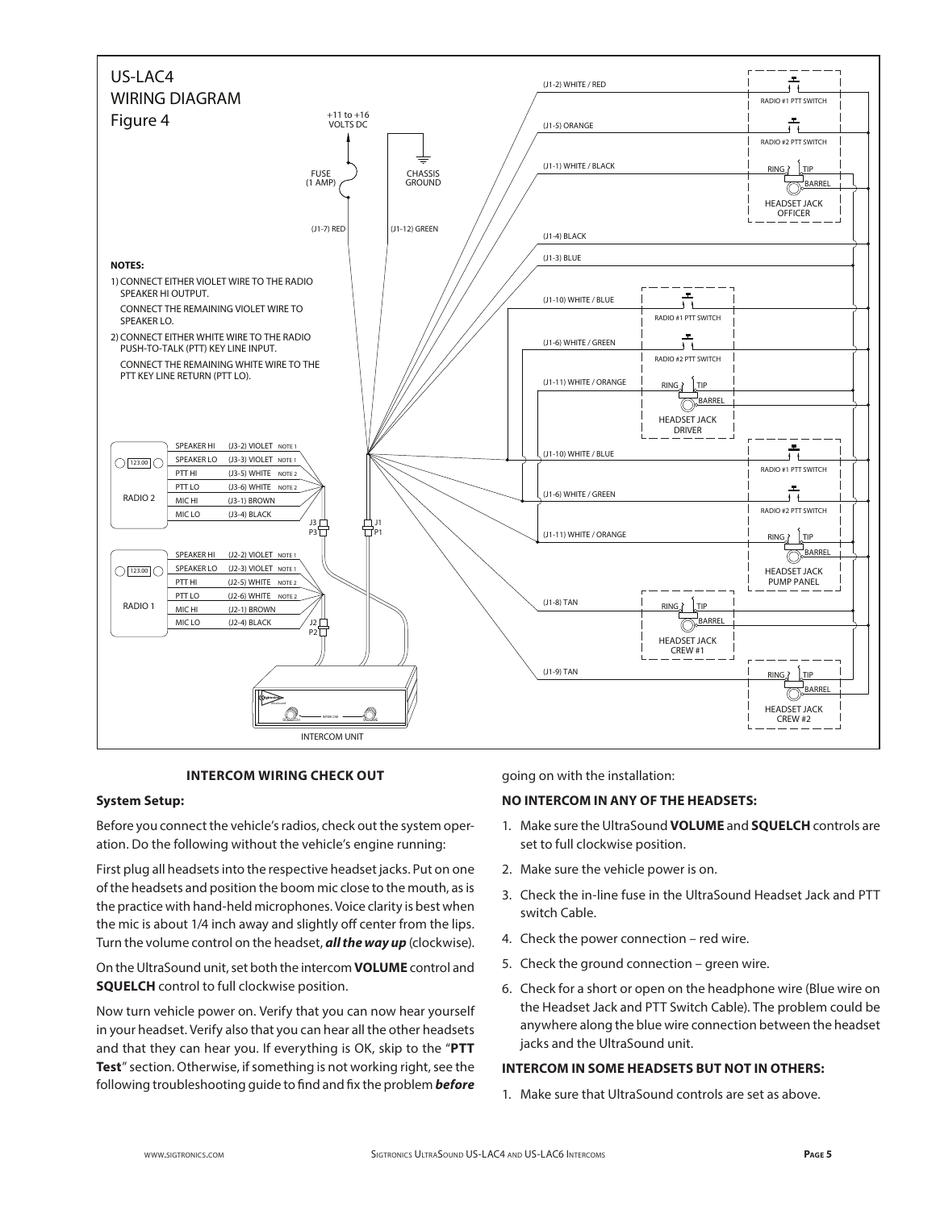US-LAC4
WIRING DIAGRAM
Figure 4

+11 to +16 VOLTS DC

FUSE (1 AMP)

CHASSIS GROUND

(J1-7) RED

(J1-12) GREEN

**NOTES:**

1) CONNECT EITHER VIOLET WIRE TO THE RADIO SPEAKER HI OUTPUT.
   CONNECT THE REMAINING VIOLET WIRE TO SPEAKER LO.

2) CONNECT EITHER WHITE WIRE TO THE RADIO PUSH-TO-TALK (PTT) KEY LINE INPUT.
   CONNECT THE REMAINING WHITE WIRE TO THE PTT KEY LINE RETURN (PTT LO).

| RADIO 2 | | | |
|---|---|---|---|
| SPEAKER HI | (J3-2) VIOLET | NOTE 1 | |
| SPEAKER LO | (J3-3) VIOLET | NOTE 1 | |
| PTT HI | (J3-5) WHITE | NOTE 2 | |
| PTT LO | (J3-6) WHITE | NOTE 2 | |
| MIC HI | (J3-1) BROWN | | |
| MIC LO | (J3-4) BLACK | | J3 / P3 |

| RADIO 1 | | | |
|---|---|---|---|
| SPEAKER HI | (J2-2) VIOLET | NOTE 1 | |
| SPEAKER LO | (J2-3) VIOLET | NOTE 1 | |
| PTT HI | (J2-5) WHITE | NOTE 2 | |
| PTT LO | (J2-6) WHITE | NOTE 2 | |
| MIC HI | (J2-1) BROWN | | |
| MIC LO | (J2-4) BLACK | | J2 / P2 |

J1 / P1

(J1-2) WHITE / RED — RADIO #1 PTT SWITCH
(J1-5) ORANGE — RADIO #2 PTT SWITCH
(J1-1) WHITE / BLACK — RING, TIP, BARREL — HEADSET JACK OFFICER
(J1-4) BLACK
(J1-3) BLUE
(J1-10) WHITE / BLUE — RADIO #1 PTT SWITCH
(J1-6) WHITE / GREEN — RADIO #2 PTT SWITCH
(J1-11) WHITE / ORANGE — RING, TIP, BARREL — HEADSET JACK DRIVER
(J1-10) WHITE / BLUE — RADIO #1 PTT SWITCH
(J1-6) WHITE / GREEN — RADIO #2 PTT SWITCH
(J1-11) WHITE / ORANGE — RING, TIP, BARREL — HEADSET JACK PUMP PANEL
(J1-8) TAN — RING, TIP, BARREL — HEADSET JACK CREW #1
(J1-9) TAN — RING, TIP, BARREL — HEADSET JACK CREW #2

INTERCOM UNIT

## INTERCOM WIRING CHECK OUT

### System Setup:

Before you connect the vehicle's radios, check out the system operation. Do the following without the vehicle's engine running:

First plug all headsets into the respective headset jacks. Put on one of the headsets and position the boom mic close to the mouth, as is the practice with hand-held microphones. Voice clarity is best when the mic is about 1/4 inch away and slightly off center from the lips. Turn the volume control on the headset, ***all the way up*** (clockwise).

On the UltraSound unit, set both the intercom **VOLUME** control and **SQUELCH** control to full clockwise position.

Now turn vehicle power on. Verify that you can now hear yourself in your headset. Verify also that you can hear all the other headsets and that they can hear you. If everything is OK, skip to the "**PTT Test**" section. Otherwise, if something is not working right, see the following troubleshooting guide to find and fix the problem ***before*** going on with the installation:

### NO INTERCOM IN ANY OF THE HEADSETS:

1. Make sure the UltraSound **VOLUME** and **SQUELCH** controls are set to full clockwise position.
2. Make sure the vehicle power is on.
3. Check the in-line fuse in the UltraSound Headset Jack and PTT switch Cable.
4. Check the power connection – red wire.
5. Check the ground connection – green wire.
6. Check for a short or open on the headphone wire (Blue wire on the Headset Jack and PTT Switch Cable). The problem could be anywhere along the blue wire connection between the headset jacks and the UltraSound unit.

### INTERCOM IN SOME HEADSETS BUT NOT IN OTHERS:

1. Make sure that UltraSound controls are set as above.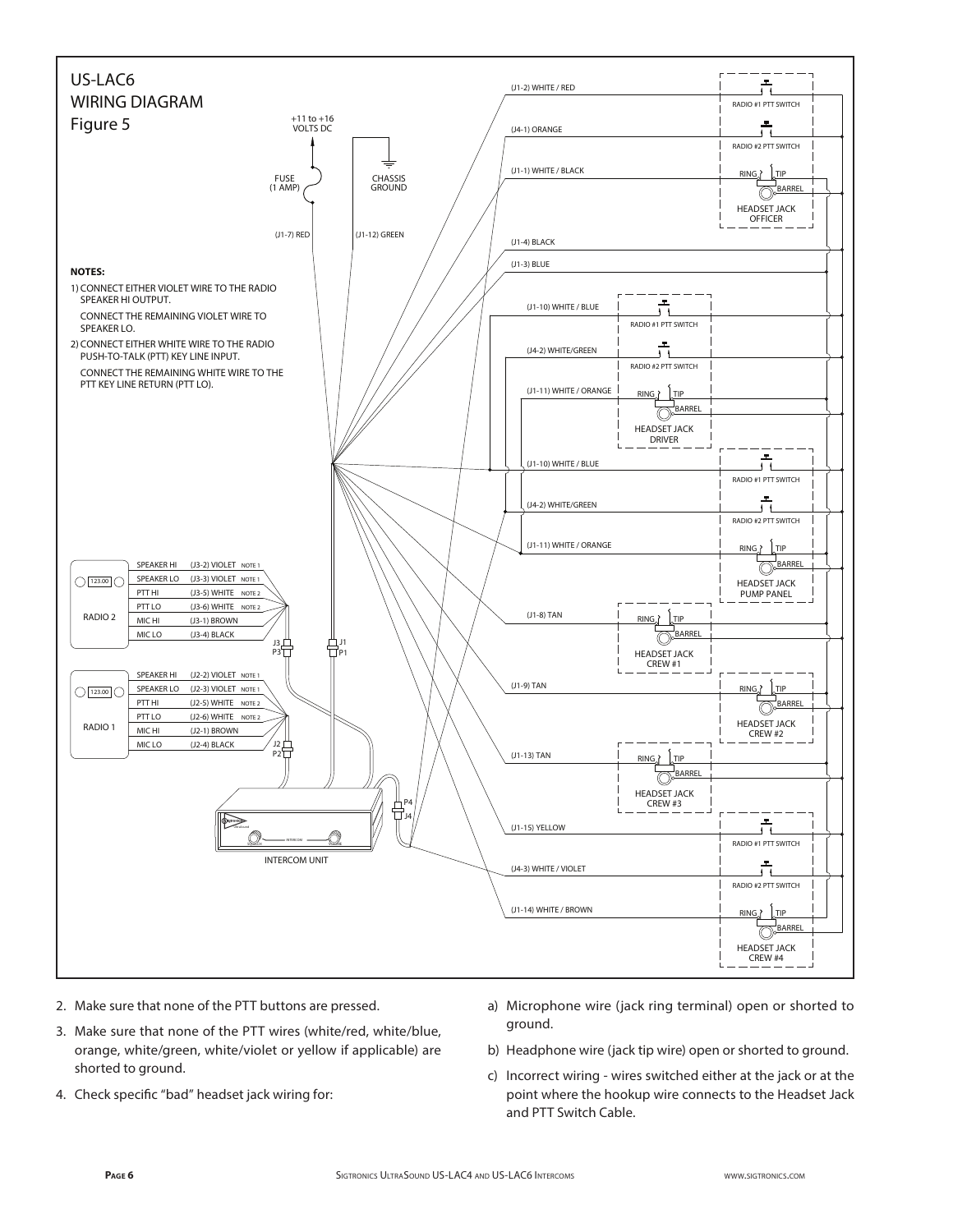# US-LAC6 WIRING DIAGRAM

Figure 5

+11 to +16 VOLTS DC

FUSE (1 AMP)

CHASSIS GROUND

(J1-7) RED

(J1-12) GREEN

**NOTES:**

1) CONNECT EITHER VIOLET WIRE TO THE RADIO SPEAKER HI OUTPUT.

   CONNECT THE REMAINING VIOLET WIRE TO SPEAKER LO.

2) CONNECT EITHER WHITE WIRE TO THE RADIO PUSH-TO-TALK (PTT) KEY LINE INPUT.

   CONNECT THE REMAINING WHITE WIRE TO THE PTT KEY LINE RETURN (PTT LO).

| RADIO 2 | | |
|---|---|---|
| SPEAKER HI | (J3-2) VIOLET | NOTE 1 |
| SPEAKER LO | (J3-3) VIOLET | NOTE 1 |
| PTT HI | (J3-5) WHITE | NOTE 2 |
| PTT LO | (J3-6) WHITE | NOTE 2 |
| MIC HI | (J3-1) BROWN | |
| MIC LO | (J3-4) BLACK | |

| RADIO 1 | | |
|---|---|---|
| SPEAKER HI | (J2-2) VIOLET | NOTE 1 |
| SPEAKER LO | (J2-3) VIOLET | NOTE 1 |
| PTT HI | (J2-5) WHITE | NOTE 2 |
| PTT LO | (J2-6) WHITE | NOTE 2 |
| MIC HI | (J2-1) BROWN | |
| MIC LO | (J2-4) BLACK | |

J3/P3, J1/P1, J2/P2, P4/J4

INTERCOM UNIT

- (J1-2) WHITE / RED — RADIO #1 PTT SWITCH
- (J4-1) ORANGE — RADIO #2 PTT SWITCH
- (J1-1) WHITE / BLACK — HEADSET JACK OFFICER (RING, TIP, BARREL)
- (J1-4) BLACK
- (J1-3) BLUE
- (J1-10) WHITE / BLUE — RADIO #1 PTT SWITCH
- (J4-2) WHITE/GREEN — RADIO #2 PTT SWITCH
- (J1-11) WHITE / ORANGE — HEADSET JACK DRIVER (RING, TIP, BARREL)
- (J1-10) WHITE / BLUE — RADIO #1 PTT SWITCH
- (J4-2) WHITE/GREEN — RADIO #2 PTT SWITCH
- (J1-11) WHITE / ORANGE — HEADSET JACK PUMP PANEL (RING, TIP, BARREL)
- (J1-8) TAN — HEADSET JACK CREW #1 (RING, TIP, BARREL)
- (J1-9) TAN — HEADSET JACK CREW #2 (RING, TIP, BARREL)
- (J1-13) TAN — HEADSET JACK CREW #3 (RING, TIP, BARREL)
- (J1-15) YELLOW — RADIO #1 PTT SWITCH
- (J4-3) WHITE / VIOLET — RADIO #2 PTT SWITCH
- (J1-14) WHITE / BROWN — HEADSET JACK CREW #4 (RING, TIP, BARREL)

2. Make sure that none of the PTT buttons are pressed.
3. Make sure that none of the PTT wires (white/red, white/blue, orange, white/green, white/violet or yellow if applicable) are shorted to ground.
4. Check specific "bad" headset jack wiring for:

   a) Microphone wire (jack ring terminal) open or shorted to ground.

   b) Headphone wire (jack tip wire) open or shorted to ground.

   c) Incorrect wiring - wires switched either at the jack or at the point where the hookup wire connects to the Headset Jack and PTT Switch Cable.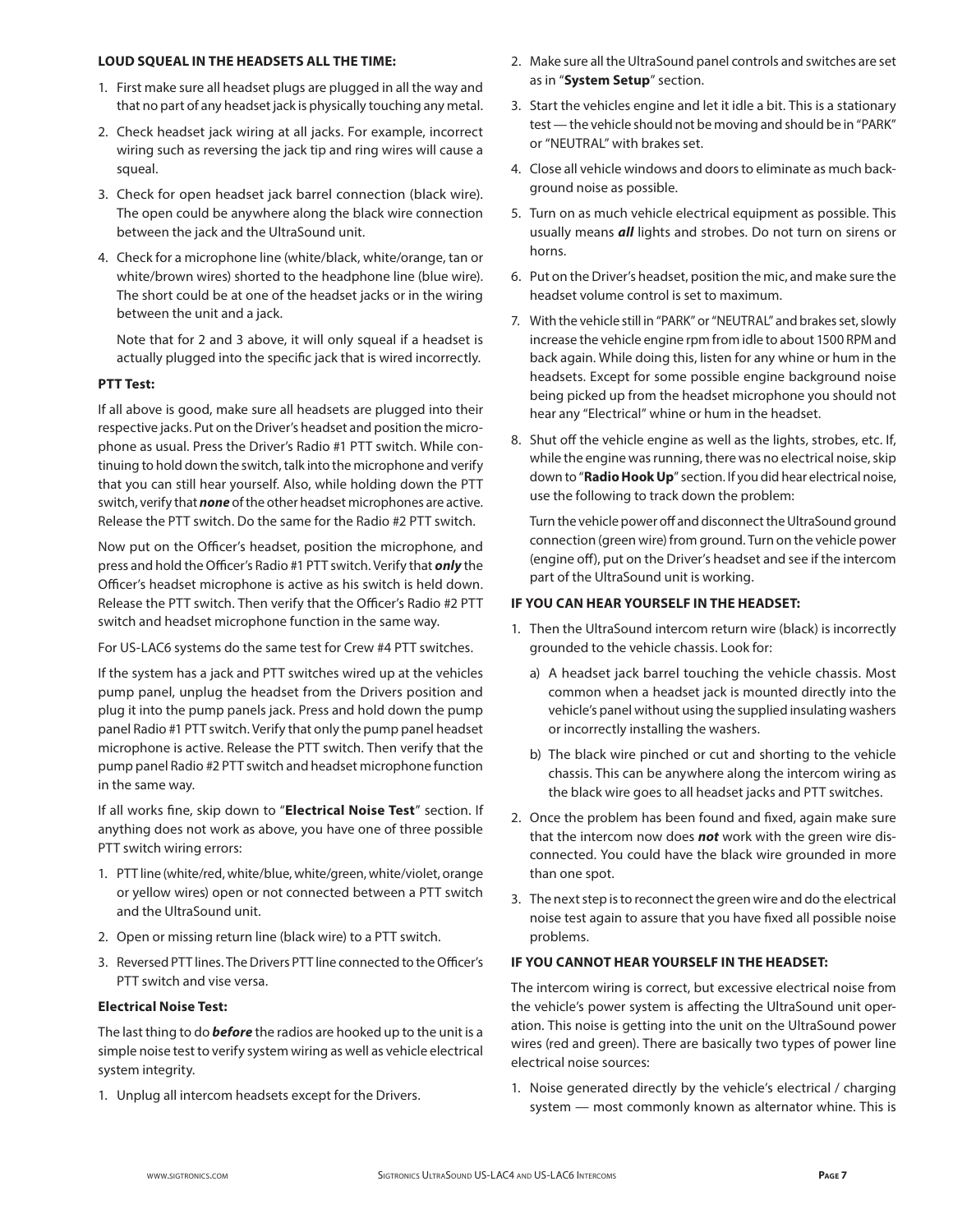**LOUD SQUEAL IN THE HEADSETS ALL THE TIME:**

1. First make sure all headset plugs are plugged in all the way and that no part of any headset jack is physically touching any metal.
2. Check headset jack wiring at all jacks. For example, incorrect wiring such as reversing the jack tip and ring wires will cause a squeal.
3. Check for open headset jack barrel connection (black wire). The open could be anywhere along the black wire connection between the jack and the UltraSound unit.
4. Check for a microphone line (white/black, white/orange, tan or white/brown wires) shorted to the headphone line (blue wire). The short could be at one of the headset jacks or in the wiring between the unit and a jack.

   Note that for 2 and 3 above, it will only squeal if a headset is actually plugged into the specific jack that is wired incorrectly.

**PTT Test:**

If all above is good, make sure all headsets are plugged into their respective jacks. Put on the Driver's headset and position the microphone as usual. Press the Driver's Radio #1 PTT switch. While continuing to hold down the switch, talk into the microphone and verify that you can still hear yourself. Also, while holding down the PTT switch, verify that ***none*** of the other headset microphones are active. Release the PTT switch. Do the same for the Radio #2 PTT switch.

Now put on the Officer's headset, position the microphone, and press and hold the Officer's Radio #1 PTT switch. Verify that ***only*** the Officer's headset microphone is active as his switch is held down. Release the PTT switch. Then verify that the Officer's Radio #2 PTT switch and headset microphone function in the same way.

For US-LAC6 systems do the same test for Crew #4 PTT switches.

If the system has a jack and PTT switches wired up at the vehicles pump panel, unplug the headset from the Drivers position and plug it into the pump panels jack. Press and hold down the pump panel Radio #1 PTT switch. Verify that only the pump panel headset microphone is active. Release the PTT switch. Then verify that the pump panel Radio #2 PTT switch and headset microphone function in the same way.

If all works fine, skip down to "**Electrical Noise Test**" section. If anything does not work as above, you have one of three possible PTT switch wiring errors:

1. PTT line (white/red, white/blue, white/green, white/violet, orange or yellow wires) open or not connected between a PTT switch and the UltraSound unit.
2. Open or missing return line (black wire) to a PTT switch.
3. Reversed PTT lines. The Drivers PTT line connected to the Officer's PTT switch and vise versa.

**Electrical Noise Test:**

The last thing to do ***before*** the radios are hooked up to the unit is a simple noise test to verify system wiring as well as vehicle electrical system integrity.

1. Unplug all intercom headsets except for the Drivers.
2. Make sure all the UltraSound panel controls and switches are set as in "**System Setup**" section.
3. Start the vehicles engine and let it idle a bit. This is a stationary test — the vehicle should not be moving and should be in "PARK" or "NEUTRAL" with brakes set.
4. Close all vehicle windows and doors to eliminate as much background noise as possible.
5. Turn on as much vehicle electrical equipment as possible. This usually means ***all*** lights and strobes. Do not turn on sirens or horns.
6. Put on the Driver's headset, position the mic, and make sure the headset volume control is set to maximum.
7. With the vehicle still in "PARK" or "NEUTRAL" and brakes set, slowly increase the vehicle engine rpm from idle to about 1500 RPM and back again. While doing this, listen for any whine or hum in the headsets. Except for some possible engine background noise being picked up from the headset microphone you should not hear any "Electrical" whine or hum in the headset.
8. Shut off the vehicle engine as well as the lights, strobes, etc. If, while the engine was running, there was no electrical noise, skip down to "**Radio Hook Up**" section. If you did hear electrical noise, use the following to track down the problem:

   Turn the vehicle power off and disconnect the UltraSound ground connection (green wire) from ground. Turn on the vehicle power (engine off), put on the Driver's headset and see if the intercom part of the UltraSound unit is working.

**IF YOU CAN HEAR YOURSELF IN THE HEADSET:**

1. Then the UltraSound intercom return wire (black) is incorrectly grounded to the vehicle chassis. Look for:
   a) A headset jack barrel touching the vehicle chassis. Most common when a headset jack is mounted directly into the vehicle's panel without using the supplied insulating washers or incorrectly installing the washers.
   b) The black wire pinched or cut and shorting to the vehicle chassis. This can be anywhere along the intercom wiring as the black wire goes to all headset jacks and PTT switches.
2. Once the problem has been found and fixed, again make sure that the intercom now does ***not*** work with the green wire disconnected. You could have the black wire grounded in more than one spot.
3. The next step is to reconnect the green wire and do the electrical noise test again to assure that you have fixed all possible noise problems.

**IF YOU CANNOT HEAR YOURSELF IN THE HEADSET:**

The intercom wiring is correct, but excessive electrical noise from the vehicle's power system is affecting the UltraSound unit operation. This noise is getting into the unit on the UltraSound power wires (red and green). There are basically two types of power line electrical noise sources:

1. Noise generated directly by the vehicle's electrical / charging system — most commonly known as alternator whine. This is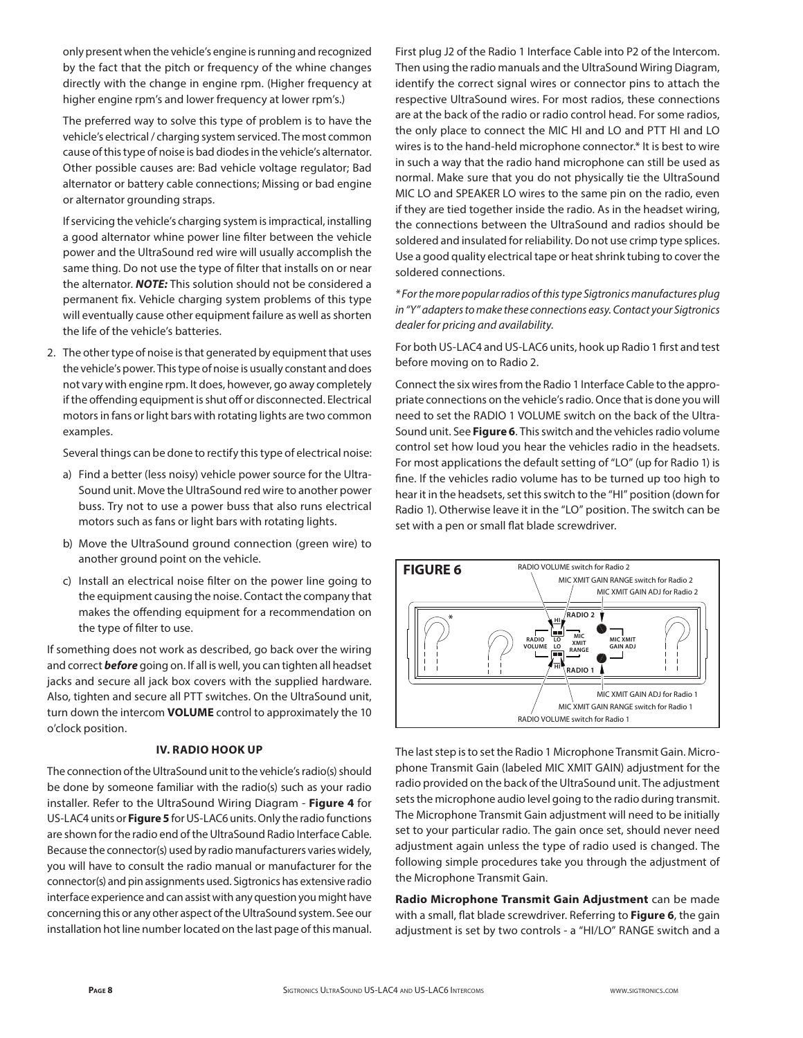only present when the vehicle's engine is running and recognized by the fact that the pitch or frequency of the whine changes directly with the change in engine rpm. (Higher frequency at higher engine rpm's and lower frequency at lower rpm's.)

The preferred way to solve this type of problem is to have the vehicle's electrical / charging system serviced. The most common cause of this type of noise is bad diodes in the vehicle's alternator. Other possible causes are: Bad vehicle voltage regulator; Bad alternator or battery cable connections; Missing or bad engine or alternator grounding straps.

If servicing the vehicle's charging system is impractical, installing a good alternator whine power line filter between the vehicle power and the UltraSound red wire will usually accomplish the same thing. Do not use the type of filter that installs on or near the alternator. ***NOTE:*** This solution should not be considered a permanent fix. Vehicle charging system problems of this type will eventually cause other equipment failure as well as shorten the life of the vehicle's batteries.

2. The other type of noise is that generated by equipment that uses the vehicle's power. This type of noise is usually constant and does not vary with engine rpm. It does, however, go away completely if the offending equipment is shut off or disconnected. Electrical motors in fans or light bars with rotating lights are two common examples.

   Several things can be done to rectify this type of electrical noise:

   a) Find a better (less noisy) vehicle power source for the UltraSound unit. Move the UltraSound red wire to another power buss. Try not to use a power buss that also runs electrical motors such as fans or light bars with rotating lights.

   b) Move the UltraSound ground connection (green wire) to another ground point on the vehicle.

   c) Install an electrical noise filter on the power line going to the equipment causing the noise. Contact the company that makes the offending equipment for a recommendation on the type of filter to use.

If something does not work as described, go back over the wiring and correct ***before*** going on. If all is well, you can tighten all headset jacks and secure all jack box covers with the supplied hardware. Also, tighten and secure all PTT switches. On the UltraSound unit, turn down the intercom **VOLUME** control to approximately the 10 o'clock position.

## IV. RADIO HOOK UP

The connection of the UltraSound unit to the vehicle's radio(s) should be done by someone familiar with the radio(s) such as your radio installer. Refer to the UltraSound Wiring Diagram - **Figure 4** for US-LAC4 units or **Figure 5** for US-LAC6 units. Only the radio functions are shown for the radio end of the UltraSound Radio Interface Cable. Because the connector(s) used by radio manufacturers varies widely, you will have to consult the radio manual or manufacturer for the connector(s) and pin assignments used. Sigtronics has extensive radio interface experience and can assist with any question you might have concerning this or any other aspect of the UltraSound system. See our installation hot line number located on the last page of this manual.

First plug J2 of the Radio 1 Interface Cable into P2 of the Intercom. Then using the radio manuals and the UltraSound Wiring Diagram, identify the correct signal wires or connector pins to attach the respective UltraSound wires. For most radios, these connections are at the back of the radio or radio control head. For some radios, the only place to connect the MIC HI and LO and PTT HI and LO wires is to the hand-held microphone connector.* It is best to wire in such a way that the radio hand microphone can still be used as normal. Make sure that you do not physically tie the UltraSound MIC LO and SPEAKER LO wires to the same pin on the radio, even if they are tied together inside the radio. As in the headset wiring, the connections between the UltraSound and radios should be soldered and insulated for reliability. Do not use crimp type splices. Use a good quality electrical tape or heat shrink tubing to cover the soldered connections.

*\* For the more popular radios of this type Sigtronics manufactures plug in "Y" adapters to make these connections easy. Contact your Sigtronics dealer for pricing and availability.*

For both US-LAC4 and US-LAC6 units, hook up Radio 1 first and test before moving on to Radio 2.

Connect the six wires from the Radio 1 Interface Cable to the appropriate connections on the vehicle's radio. Once that is done you will need to set the RADIO 1 VOLUME switch on the back of the UltraSound unit. See **Figure 6**. This switch and the vehicles radio volume control set how loud you hear the vehicles radio in the headsets. For most applications the default setting of "LO" (up for Radio 1) is fine. If the vehicles radio volume has to be turned up too high to hear it in the headsets, set this switch to the "HI" position (down for Radio 1). Otherwise leave it in the "LO" position. The switch can be set with a pen or small flat blade screwdriver.

**FIGURE 6**

RADIO VOLUME switch for Radio 2
MIC XMIT GAIN RANGE switch for Radio 2
MIC XMIT GAIN ADJ for Radio 2
RADIO 2 — HI / LO — RADIO VOLUME — MIC XMIT RANGE — MIC XMIT GAIN ADJ — LO / HI — RADIO 1
MIC XMIT GAIN ADJ for Radio 1
MIC XMIT GAIN RANGE switch for Radio 1
RADIO VOLUME switch for Radio 1

The last step is to set the Radio 1 Microphone Transmit Gain. Microphone Transmit Gain (labeled MIC XMIT GAIN) adjustment for the radio provided on the back of the UltraSound unit. The adjustment sets the microphone audio level going to the radio during transmit. The Microphone Transmit Gain adjustment will need to be initially set to your particular radio. The gain once set, should never need adjustment again unless the type of radio used is changed. The following simple procedures take you through the adjustment of the Microphone Transmit Gain.

**Radio Microphone Transmit Gain Adjustment** can be made with a small, flat blade screwdriver. Referring to **Figure 6**, the gain adjustment is set by two controls - a "HI/LO" RANGE switch and a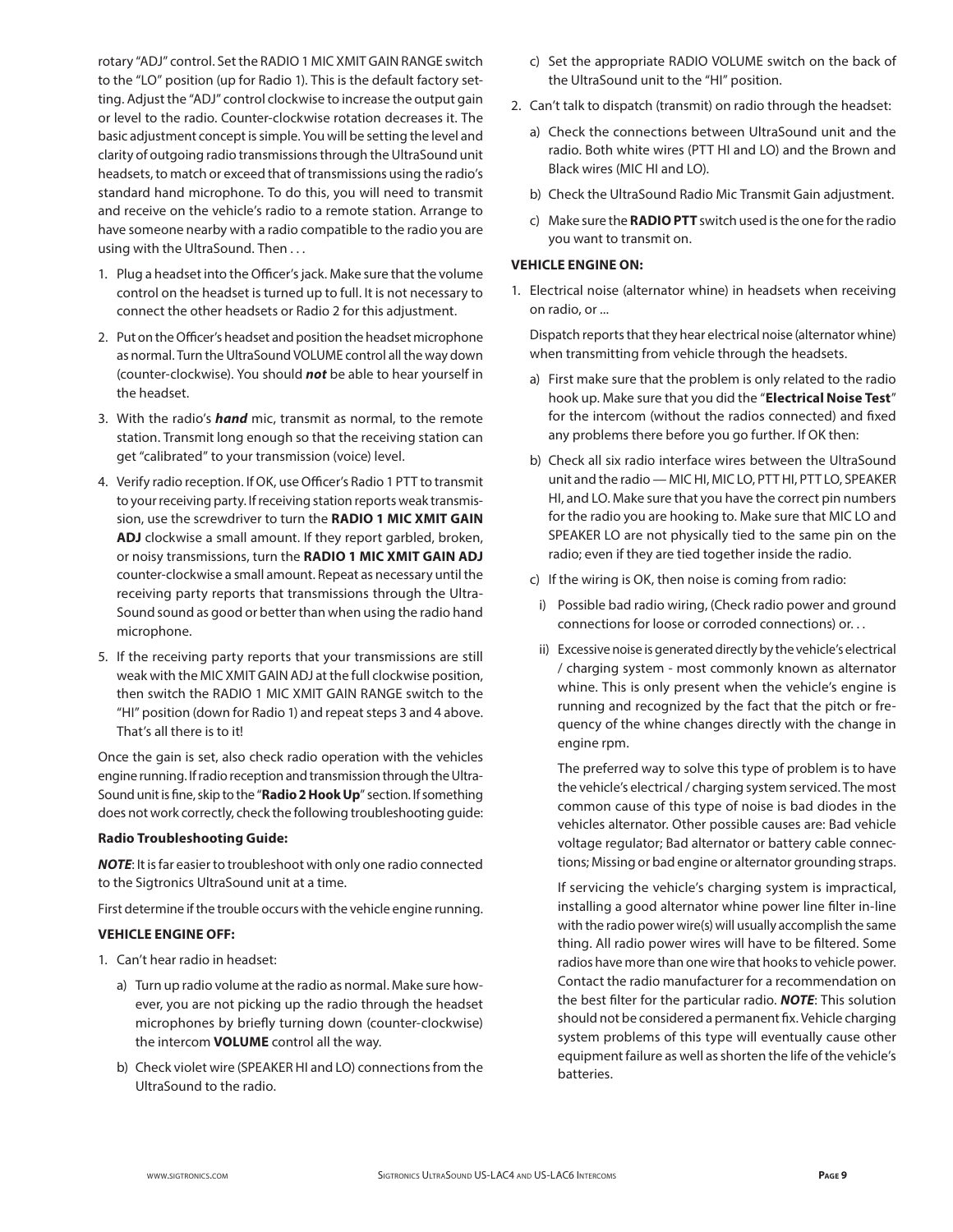rotary "ADJ" control. Set the RADIO 1 MIC XMIT GAIN RANGE switch to the "LO" position (up for Radio 1). This is the default factory setting. Adjust the "ADJ" control clockwise to increase the output gain or level to the radio. Counter-clockwise rotation decreases it. The basic adjustment concept is simple. You will be setting the level and clarity of outgoing radio transmissions through the UltraSound unit headsets, to match or exceed that of transmissions using the radio's standard hand microphone. To do this, you will need to transmit and receive on the vehicle's radio to a remote station. Arrange to have someone nearby with a radio compatible to the radio you are using with the UltraSound. Then . . .

1. Plug a headset into the Officer's jack. Make sure that the volume control on the headset is turned up to full. It is not necessary to connect the other headsets or Radio 2 for this adjustment.
2. Put on the Officer's headset and position the headset microphone as normal. Turn the UltraSound VOLUME control all the way down (counter-clockwise). You should ***not*** be able to hear yourself in the headset.
3. With the radio's ***hand*** mic, transmit as normal, to the remote station. Transmit long enough so that the receiving station can get "calibrated" to your transmission (voice) level.
4. Verify radio reception. If OK, use Officer's Radio 1 PTT to transmit to your receiving party. If receiving station reports weak transmission, use the screwdriver to turn the **RADIO 1 MIC XMIT GAIN ADJ** clockwise a small amount. If they report garbled, broken, or noisy transmissions, turn the **RADIO 1 MIC XMIT GAIN ADJ** counter-clockwise a small amount. Repeat as necessary until the receiving party reports that transmissions through the UltraSound sound as good or better than when using the radio hand microphone.
5. If the receiving party reports that your transmissions are still weak with the MIC XMIT GAIN ADJ at the full clockwise position, then switch the RADIO 1 MIC XMIT GAIN RANGE switch to the "HI" position (down for Radio 1) and repeat steps 3 and 4 above. That's all there is to it!

Once the gain is set, also check radio operation with the vehicles engine running. If radio reception and transmission through the UltraSound unit is fine, skip to the "**Radio 2 Hook Up**" section. If something does not work correctly, check the following troubleshooting guide:

**Radio Troubleshooting Guide:**

***NOTE***: It is far easier to troubleshoot with only one radio connected to the Sigtronics UltraSound unit at a time.

First determine if the trouble occurs with the vehicle engine running.

**VEHICLE ENGINE OFF:**

1. Can't hear radio in headset:
   a) Turn up radio volume at the radio as normal. Make sure however, you are not picking up the radio through the headset microphones by briefly turning down (counter-clockwise) the intercom **VOLUME** control all the way.
   b) Check violet wire (SPEAKER HI and LO) connections from the UltraSound to the radio.
   c) Set the appropriate RADIO VOLUME switch on the back of the UltraSound unit to the "HI" position.
2. Can't talk to dispatch (transmit) on radio through the headset:
   a) Check the connections between UltraSound unit and the radio. Both white wires (PTT HI and LO) and the Brown and Black wires (MIC HI and LO).
   b) Check the UltraSound Radio Mic Transmit Gain adjustment.
   c) Make sure the **RADIO PTT** switch used is the one for the radio you want to transmit on.

**VEHICLE ENGINE ON:**

1. Electrical noise (alternator whine) in headsets when receiving on radio, or ...

   Dispatch reports that they hear electrical noise (alternator whine) when transmitting from vehicle through the headsets.

   a) First make sure that the problem is only related to the radio hook up. Make sure that you did the "**Electrical Noise Test**" for the intercom (without the radios connected) and fixed any problems there before you go further. If OK then:
   b) Check all six radio interface wires between the UltraSound unit and the radio — MIC HI, MIC LO, PTT HI, PTT LO, SPEAKER HI, and LO. Make sure that you have the correct pin numbers for the radio you are hooking to. Make sure that MIC LO and SPEAKER LO are not physically tied to the same pin on the radio; even if they are tied together inside the radio.
   c) If the wiring is OK, then noise is coming from radio:
      i) Possible bad radio wiring, (Check radio power and ground connections for loose or corroded connections) or. . .
      ii) Excessive noise is generated directly by the vehicle's electrical / charging system - most commonly known as alternator whine. This is only present when the vehicle's engine is running and recognized by the fact that the pitch or frequency of the whine changes directly with the change in engine rpm.

      The preferred way to solve this type of problem is to have the vehicle's electrical / charging system serviced. The most common cause of this type of noise is bad diodes in the vehicles alternator. Other possible causes are: Bad vehicle voltage regulator; Bad alternator or battery cable connections; Missing or bad engine or alternator grounding straps.

      If servicing the vehicle's charging system is impractical, installing a good alternator whine power line filter in-line with the radio power wire(s) will usually accomplish the same thing. All radio power wires will have to be filtered. Some radios have more than one wire that hooks to vehicle power. Contact the radio manufacturer for a recommendation on the best filter for the particular radio. ***NOTE***: This solution should not be considered a permanent fix. Vehicle charging system problems of this type will eventually cause other equipment failure as well as shorten the life of the vehicle's batteries.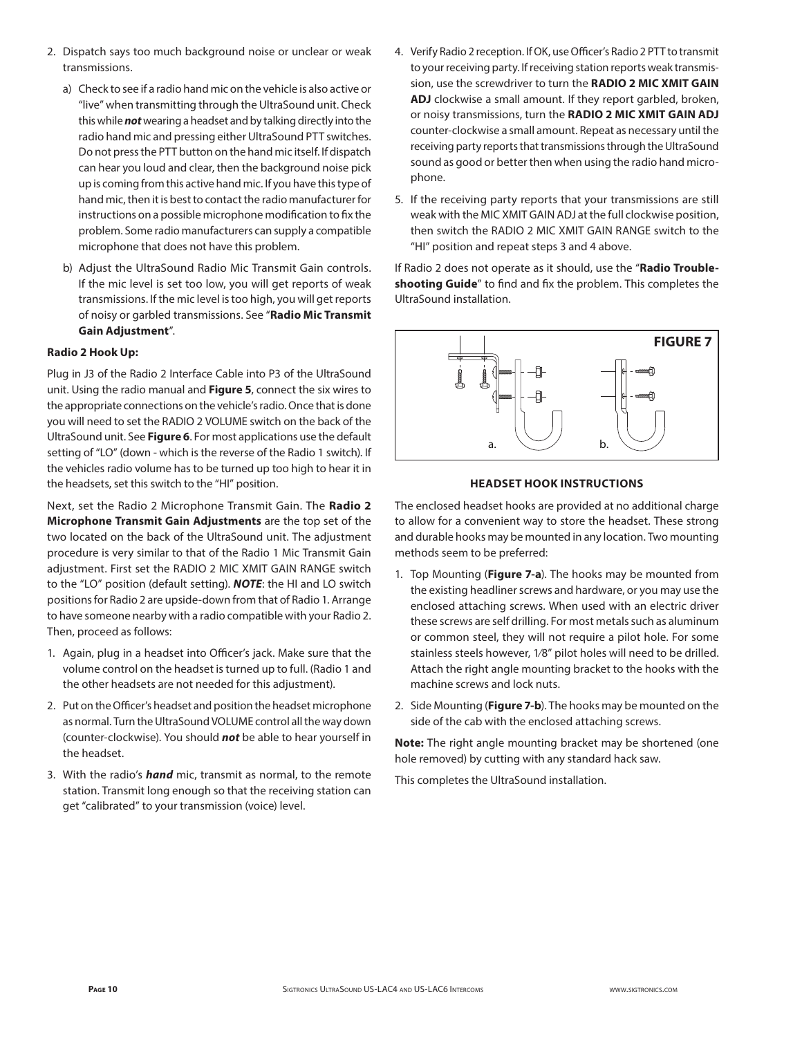2. Dispatch says too much background noise or unclear or weak transmissions.

   a) Check to see if a radio hand mic on the vehicle is also active or "live" when transmitting through the UltraSound unit. Check this while ***not*** wearing a headset and by talking directly into the radio hand mic and pressing either UltraSound PTT switches. Do not press the PTT button on the hand mic itself. If dispatch can hear you loud and clear, then the background noise pick up is coming from this active hand mic. If you have this type of hand mic, then it is best to contact the radio manufacturer for instructions on a possible microphone modification to fix the problem. Some radio manufacturers can supply a compatible microphone that does not have this problem.

   b) Adjust the UltraSound Radio Mic Transmit Gain controls. If the mic level is set too low, you will get reports of weak transmissions. If the mic level is too high, you will get reports of noisy or garbled transmissions. See "**Radio Mic Transmit Gain Adjustment**".

**Radio 2 Hook Up:**

Plug in J3 of the Radio 2 Interface Cable into P3 of the UltraSound unit. Using the radio manual and **Figure 5**, connect the six wires to the appropriate connections on the vehicle's radio. Once that is done you will need to set the RADIO 2 VOLUME switch on the back of the UltraSound unit. See **Figure 6**. For most applications use the default setting of "LO" (down - which is the reverse of the Radio 1 switch). If the vehicles radio volume has to be turned up too high to hear it in the headsets, set this switch to the "HI" position.

Next, set the Radio 2 Microphone Transmit Gain. The **Radio 2 Microphone Transmit Gain Adjustments** are the top set of the two located on the back of the UltraSound unit. The adjustment procedure is very similar to that of the Radio 1 Mic Transmit Gain adjustment. First set the RADIO 2 MIC XMIT GAIN RANGE switch to the "LO" position (default setting). ***NOTE***: the HI and LO switch positions for Radio 2 are upside-down from that of Radio 1. Arrange to have someone nearby with a radio compatible with your Radio 2. Then, proceed as follows:

1. Again, plug in a headset into Officer's jack. Make sure that the volume control on the headset is turned up to full. (Radio 1 and the other headsets are not needed for this adjustment).
2. Put on the Officer's headset and position the headset microphone as normal. Turn the UltraSound VOLUME control all the way down (counter-clockwise). You should ***not*** be able to hear yourself in the headset.
3. With the radio's ***hand*** mic, transmit as normal, to the remote station. Transmit long enough so that the receiving station can get "calibrated" to your transmission (voice) level.
4. Verify Radio 2 reception. If OK, use Officer's Radio 2 PTT to transmit to your receiving party. If receiving station reports weak transmission, use the screwdriver to turn the **RADIO 2 MIC XMIT GAIN ADJ** clockwise a small amount. If they report garbled, broken, or noisy transmissions, turn the **RADIO 2 MIC XMIT GAIN ADJ** counter-clockwise a small amount. Repeat as necessary until the receiving party reports that transmissions through the UltraSound sound as good or better then when using the radio hand microphone.
5. If the receiving party reports that your transmissions are still weak with the MIC XMIT GAIN ADJ at the full clockwise position, then switch the RADIO 2 MIC XMIT GAIN RANGE switch to the "HI" position and repeat steps 3 and 4 above.

If Radio 2 does not operate as it should, use the "**Radio Troubleshooting Guide**" to find and fix the problem. This completes the UltraSound installation.

**FIGURE 7**

a. b.

**HEADSET HOOK INSTRUCTIONS**

The enclosed headset hooks are provided at no additional charge to allow for a convenient way to store the headset. These strong and durable hooks may be mounted in any location. Two mounting methods seem to be preferred:

1. Top Mounting (**Figure 7-a**). The hooks may be mounted from the existing headliner screws and hardware, or you may use the enclosed attaching screws. When used with an electric driver these screws are self drilling. For most metals such as aluminum or common steel, they will not require a pilot hole. For some stainless steels however, 1⁄8" pilot holes will need to be drilled. Attach the right angle mounting bracket to the hooks with the machine screws and lock nuts.
2. Side Mounting (**Figure 7-b**). The hooks may be mounted on the side of the cab with the enclosed attaching screws.

**Note:** The right angle mounting bracket may be shortened (one hole removed) by cutting with any standard hack saw.

This completes the UltraSound installation.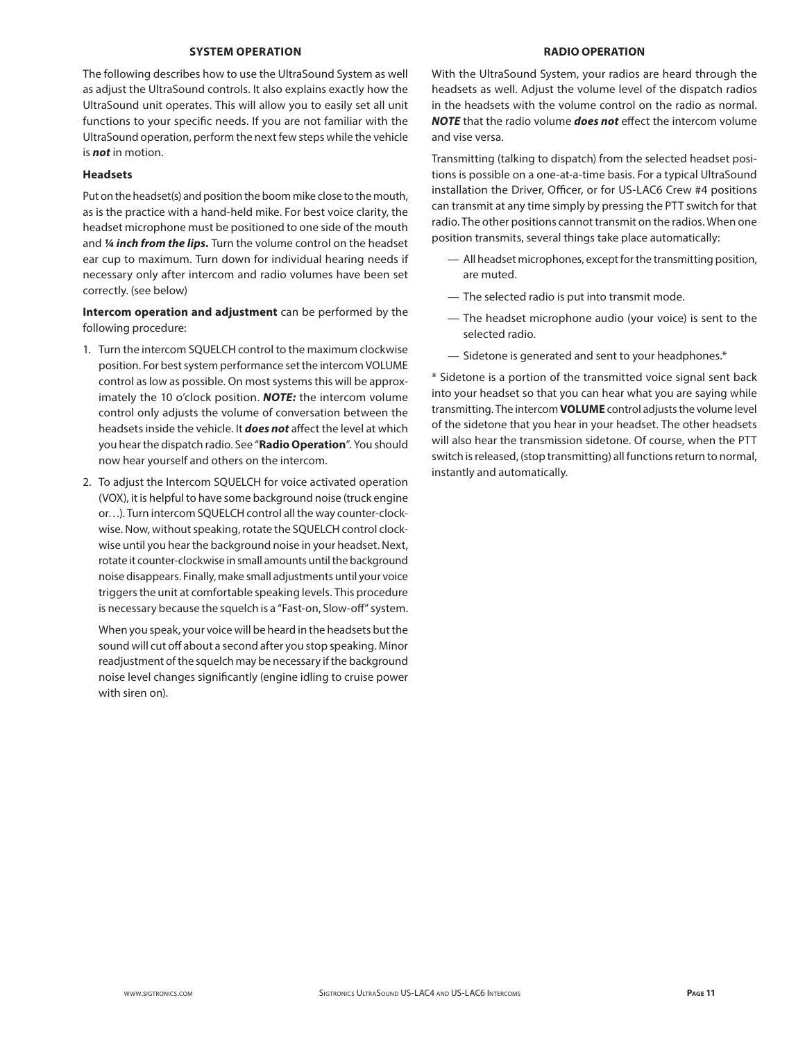## SYSTEM OPERATION

The following describes how to use the UltraSound System as well as adjust the UltraSound controls. It also explains exactly how the UltraSound unit operates. This will allow you to easily set all unit functions to your specific needs. If you are not familiar with the UltraSound operation, perform the next few steps while the vehicle is ***not*** in motion.

### Headsets

Put on the headset(s) and position the boom mike close to the mouth, as is the practice with a hand-held mike. For best voice clarity, the headset microphone must be positioned to one side of the mouth and ***¼ inch from the lips.*** Turn the volume control on the headset ear cup to maximum. Turn down for individual hearing needs if necessary only after intercom and radio volumes have been set correctly. (see below)

**Intercom operation and adjustment** can be performed by the following procedure:

1. Turn the intercom SQUELCH control to the maximum clockwise position. For best system performance set the intercom VOLUME control as low as possible. On most systems this will be approximately the 10 o'clock position. ***NOTE:*** the intercom volume control only adjusts the volume of conversation between the headsets inside the vehicle. It ***does not*** affect the level at which you hear the dispatch radio. See "**Radio Operation**". You should now hear yourself and others on the intercom.

2. To adjust the Intercom SQUELCH for voice activated operation (VOX), it is helpful to have some background noise (truck engine or…). Turn intercom SQUELCH control all the way counter-clockwise. Now, without speaking, rotate the SQUELCH control clockwise until you hear the background noise in your headset. Next, rotate it counter-clockwise in small amounts until the background noise disappears. Finally, make small adjustments until your voice triggers the unit at comfortable speaking levels. This procedure is necessary because the squelch is a "Fast-on, Slow-off" system.

   When you speak, your voice will be heard in the headsets but the sound will cut off about a second after you stop speaking. Minor readjustment of the squelch may be necessary if the background noise level changes significantly (engine idling to cruise power with siren on).

## RADIO OPERATION

With the UltraSound System, your radios are heard through the headsets as well. Adjust the volume level of the dispatch radios in the headsets with the volume control on the radio as normal. ***NOTE*** that the radio volume ***does not*** effect the intercom volume and vise versa.

Transmitting (talking to dispatch) from the selected headset positions is possible on a one-at-a-time basis. For a typical UltraSound installation the Driver, Officer, or for US-LAC6 Crew #4 positions can transmit at any time simply by pressing the PTT switch for that radio. The other positions cannot transmit on the radios. When one position transmits, several things take place automatically:

- All headset microphones, except for the transmitting position, are muted.
- The selected radio is put into transmit mode.
- The headset microphone audio (your voice) is sent to the selected radio.
- Sidetone is generated and sent to your headphones.*

\* Sidetone is a portion of the transmitted voice signal sent back into your headset so that you can hear what you are saying while transmitting. The intercom **VOLUME** control adjusts the volume level of the sidetone that you hear in your headset. The other headsets will also hear the transmission sidetone. Of course, when the PTT switch is released, (stop transmitting) all functions return to normal, instantly and automatically.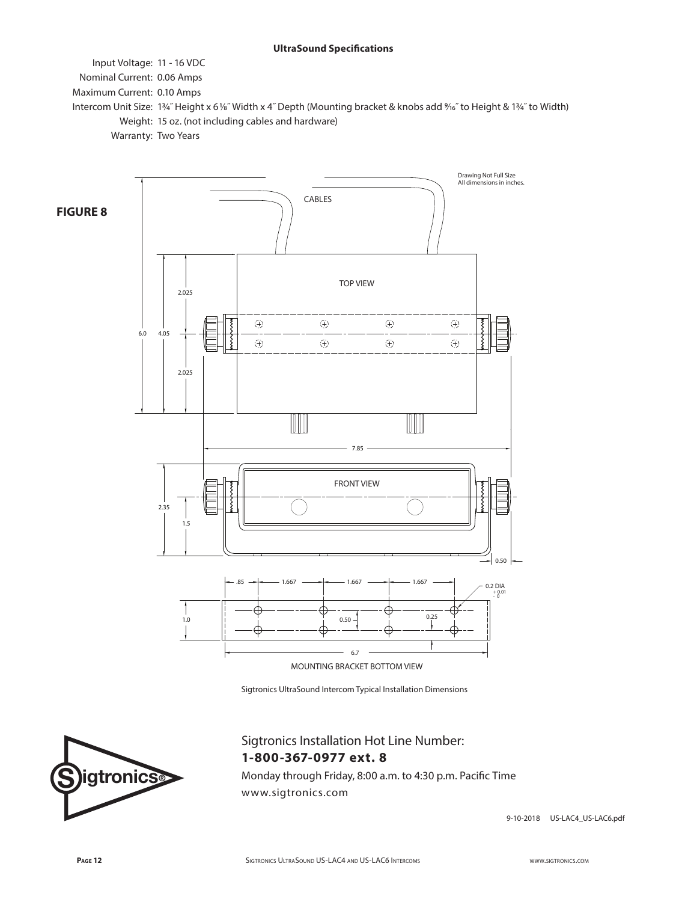**UltraSound Specifications**

Input Voltage: 11 - 16 VDC
Nominal Current: 0.06 Amps
Maximum Current: 0.10 Amps
Intercom Unit Size: 1¾″ Height x 6⅛″ Width x 4″ Depth (Mounting bracket & knobs add 9⁄16″ to Height & 1¾″ to Width)
Weight: 15 oz. (not including cables and hardware)
Warranty: Two Years

**FIGURE 8**

Drawing Not Full Size
All dimensions in inches.

CABLES

TOP VIEW

6.0
4.05
2.025
2.025
7.85

FRONT VIEW

2.35
1.5
0.50

.85
1.667
1.667
1.667
0.2 DIA
+ 0.01
- 0
1.0
0.50
0.25
6.7

MOUNTING BRACKET BOTTOM VIEW

Sigtronics UltraSound Intercom Typical Installation Dimensions

Sigtronics

Sigtronics Installation Hot Line Number:
**1-800-367-0977 ext. 8**
Monday through Friday, 8:00 a.m. to 4:30 p.m. Pacific Time
www.sigtronics.com

9-10-2018 US-LAC4_US-LAC6.pdf